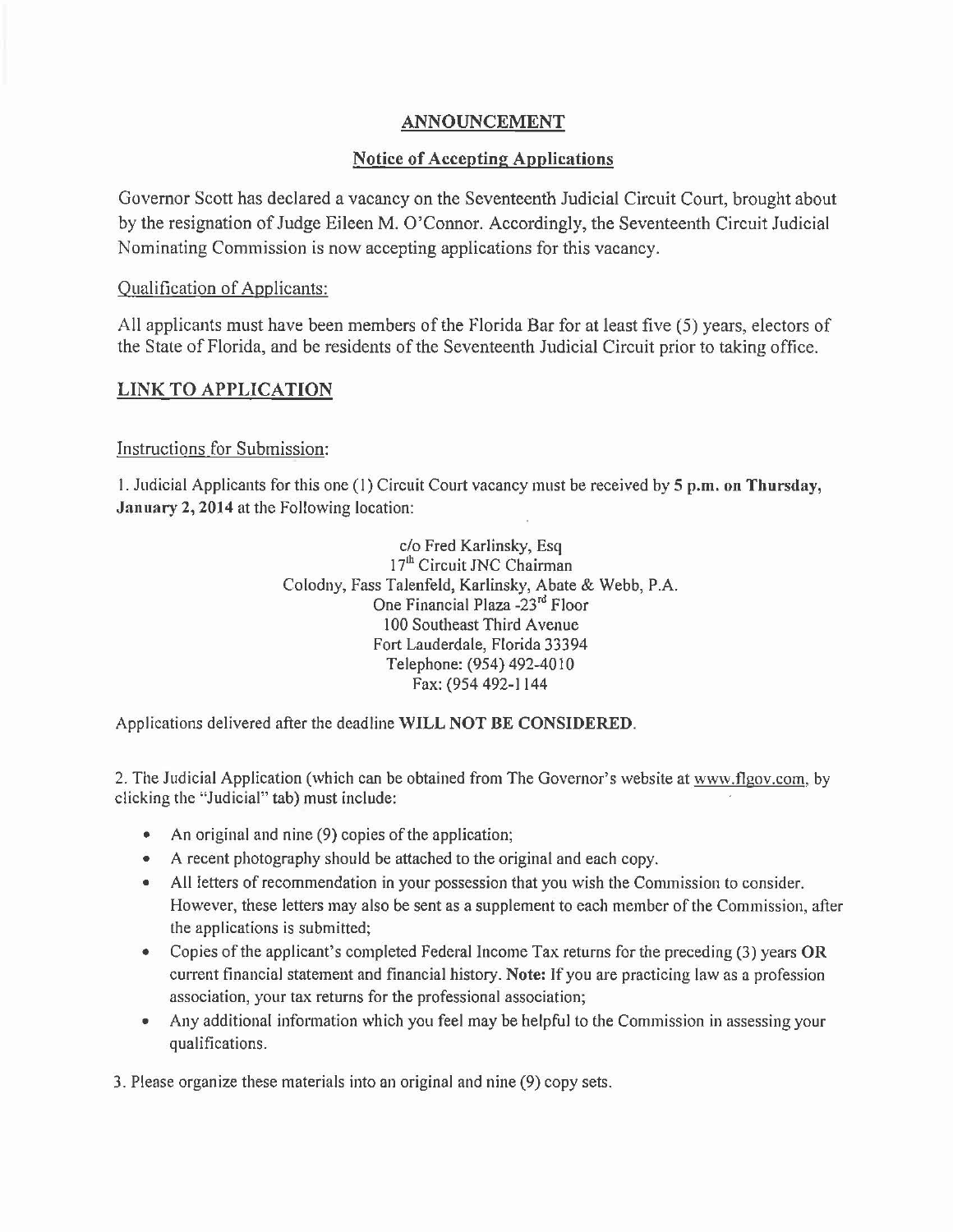# ANNOUNCEMENT

## Notice of Accepting Applications

Governor Scott has declared a vacancy on the Seventeenth Judicial Circuit Court, brought about by the resignation of Judge Eileen M. O'Connor. Accordingly, the Seventeenth Circuit Judicial Nominating Commission is now accepting applications for this vacancy.

### Qualification of Applicants:

All applicants must have been members of the Florida Bar for at least five (5) years, electors of the State of Florida, and be residents of the Seventeenth Judicial Circuit prior to taking office.

## LINK TO APPLICATION

### Instructions for Submission:

1. Judicial Applicants for this one (1) Circuit Court vacancy must be received by **5 p.m. on Thursday, January 2, 2014** at the Following location:

c/o Fred Karlinsky, Esq
17th Circuit JNC Chairman
Colodny, Fass Talenfeld, Karlinsky, Abate & Webb, P.A.
One Financial Plaza -23rd Floor
100 Southeast Third Avenue
Fort Lauderdale, Florida 33394
Telephone: (954) 492-4010
Fax: (954 492-1144

Applications delivered after the deadline **WILL NOT BE CONSIDERED**.

2. The Judicial Application (which can be obtained from The Governor's website at www.flgov.com, by clicking the "Judicial" tab) must include:

- An original and nine (9) copies of the application;
- A recent photography should be attached to the original and each copy.
- All letters of recommendation in your possession that you wish the Commission to consider. However, these letters may also be sent as a supplement to each member of the Commission, after the applications is submitted;
- Copies of the applicant's completed Federal Income Tax returns for the preceding (3) years **OR** current financial statement and financial history. **Note:** If you are practicing law as a profession association, your tax returns for the professional association;
- Any additional information which you feel may be helpful to the Commission in assessing your qualifications.

3. Please organize these materials into an original and nine (9) copy sets.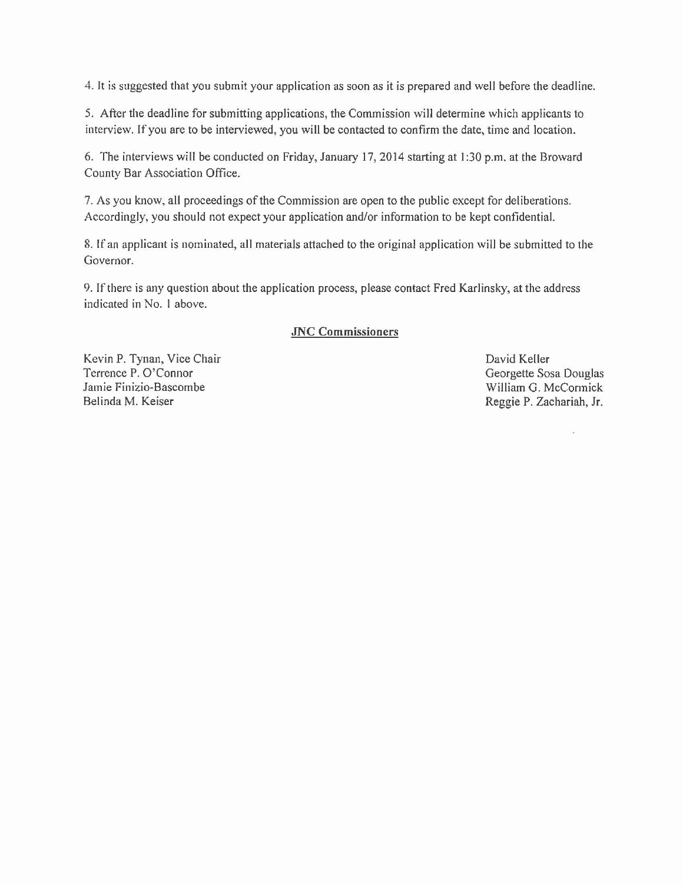4. It is suggested that you submit your application as soon as it is prepared and well before the deadline.

5. After the deadline for submitting applications, the Commission will determine which applicants to interview. If you are to be interviewed, you will be contacted to confirm the date, time and location.

6. The interviews will be conducted on Friday, January 17, 2014 starting at 1:30 p.m. at the Broward County Bar Association Office.

7. As you know, all proceedings of the Commission are open to the public except for deliberations. Accordingly, you should not expect your application and/or information to be kept confidential.

8. If an applicant is nominated, all materials attached to the original application will be submitted to the Governor.

9. If there is any question about the application process, please contact Fred Karlinsky, at the address indicated in No. 1 above.

**JNC Commissioners**

Kevin P. Tynan, Vice Chair
Terrence P. O'Connor
Jamie Finizio-Bascombe
Belinda M. Keiser

David Keller
Georgette Sosa Douglas
William G. McCormick
Reggie P. Zachariah, Jr.